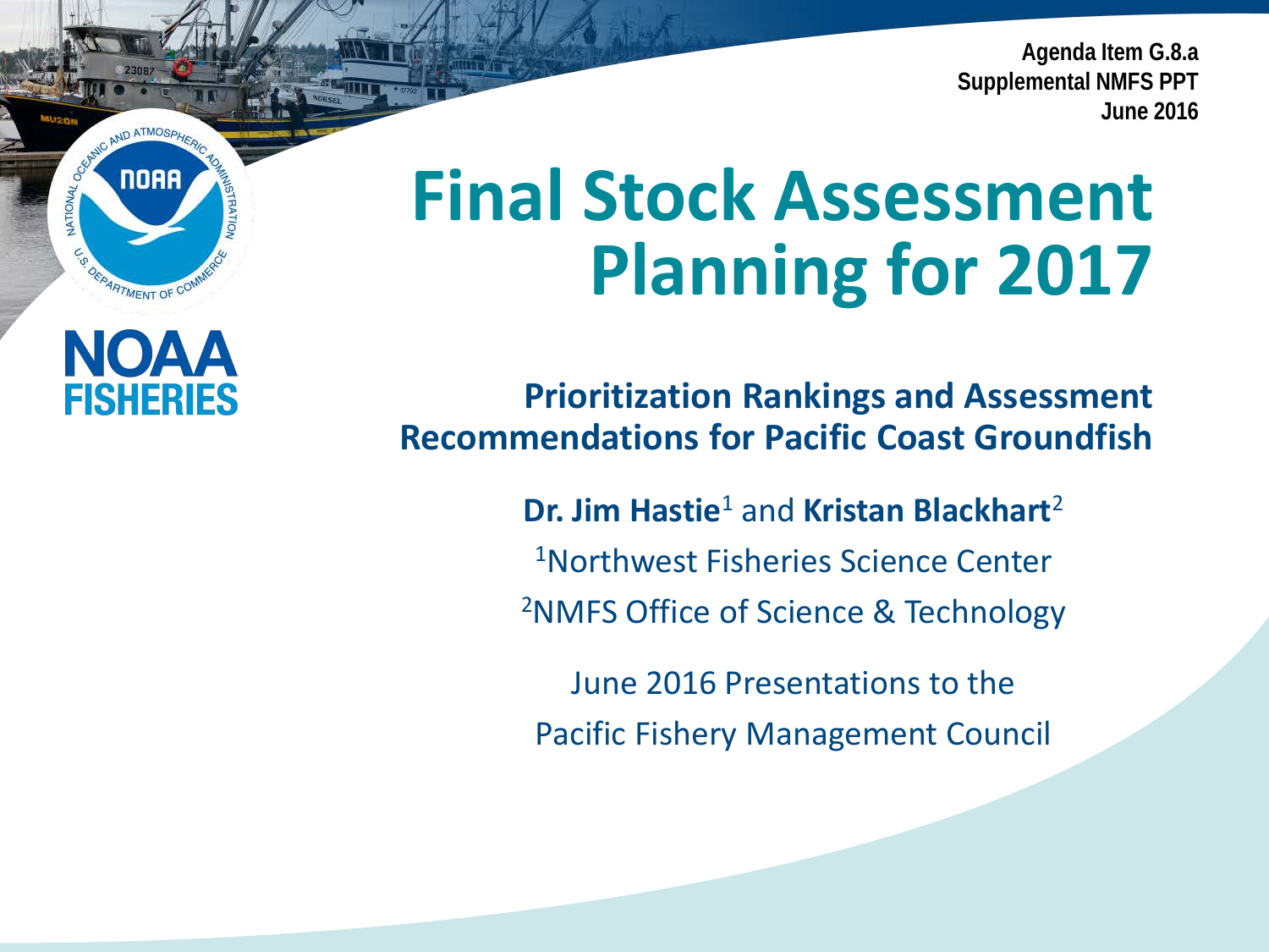Agenda Item G.8.a
Supplemental NMFS PPT
June 2016

NOAA FISHERIES

# Final Stock Assessment Planning for 2017

## Prioritization Rankings and Assessment Recommendations for Pacific Coast Groundfish

**Dr. Jim Hastie**[1] and **Kristan Blackhart**[2]

[1]Northwest Fisheries Science Center

[2]NMFS Office of Science & Technology

June 2016 Presentations to the Pacific Fishery Management Council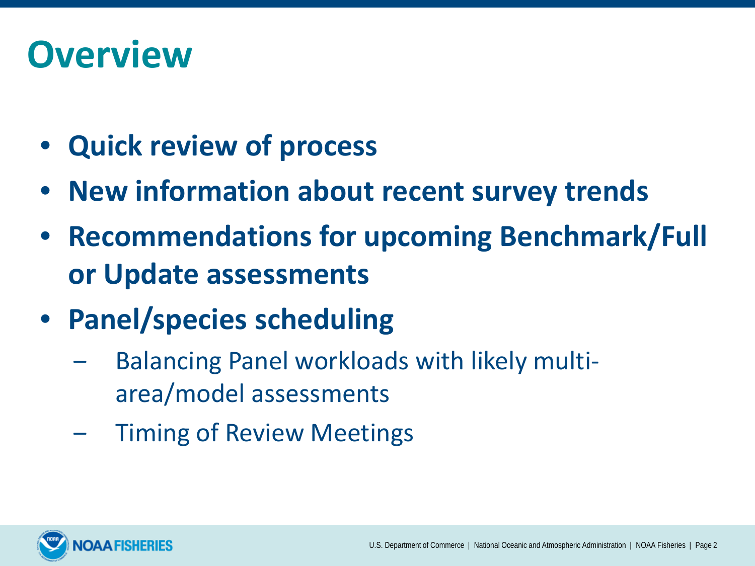# Overview

- **Quick review of process**
- **New information about recent survey trends**
- **Recommendations for upcoming Benchmark/Full or Update assessments**
- **Panel/species scheduling**
  - Balancing Panel workloads with likely multi-area/model assessments
  - Timing of Review Meetings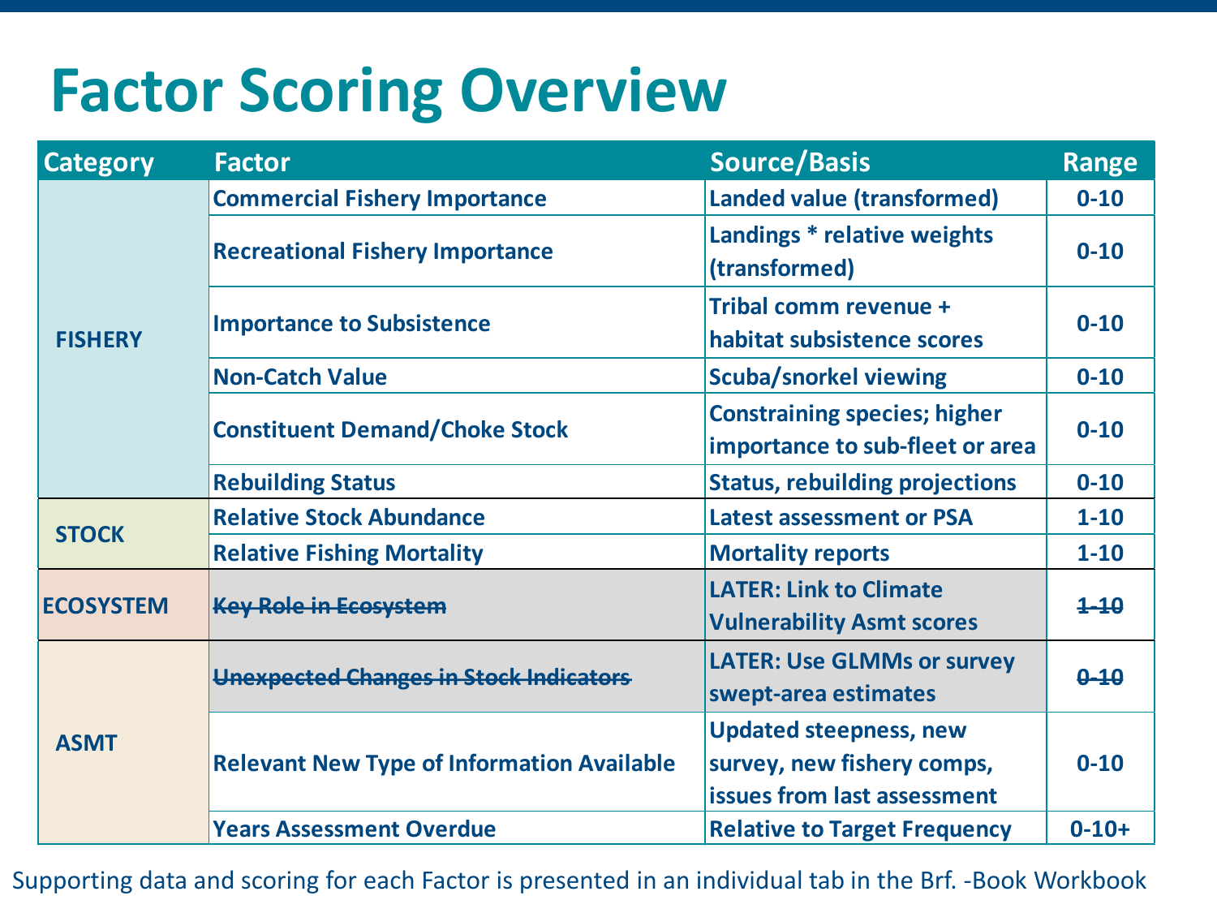# Factor Scoring Overview

| Category | Factor | Source/Basis | Range |
| --- | --- | --- | --- |
| FISHERY | Commercial Fishery Importance | Landed value (transformed) | 0-10 |
| | Recreational Fishery Importance | Landings * relative weights (transformed) | 0-10 |
| | Importance to Subsistence | Tribal comm revenue + habitat subsistence scores | 0-10 |
| | Non-Catch Value | Scuba/snorkel viewing | 0-10 |
| | Constituent Demand/Choke Stock | Constraining species; higher importance to sub-fleet or area | 0-10 |
| | Rebuilding Status | Status, rebuilding projections | 0-10 |
| STOCK | Relative Stock Abundance | Latest assessment or PSA | 1-10 |
| | Relative Fishing Mortality | Mortality reports | 1-10 |
| ECOSYSTEM | ~~Key Role in Ecosystem~~ | LATER: Link to Climate Vulnerability Asmt scores | ~~1-10~~ |
| ASMT | ~~Unexpected Changes in Stock Indicators~~ | LATER: Use GLMMs or survey swept-area estimates | ~~0-10~~ |
| | Relevant New Type of Information Available | Updated steepness, new survey, new fishery comps, issues from last assessment | 0-10 |
| | Years Assessment Overdue | Relative to Target Frequency | 0-10+ |

Supporting data and scoring for each Factor is presented in an individual tab in the Brf. -Book Workbook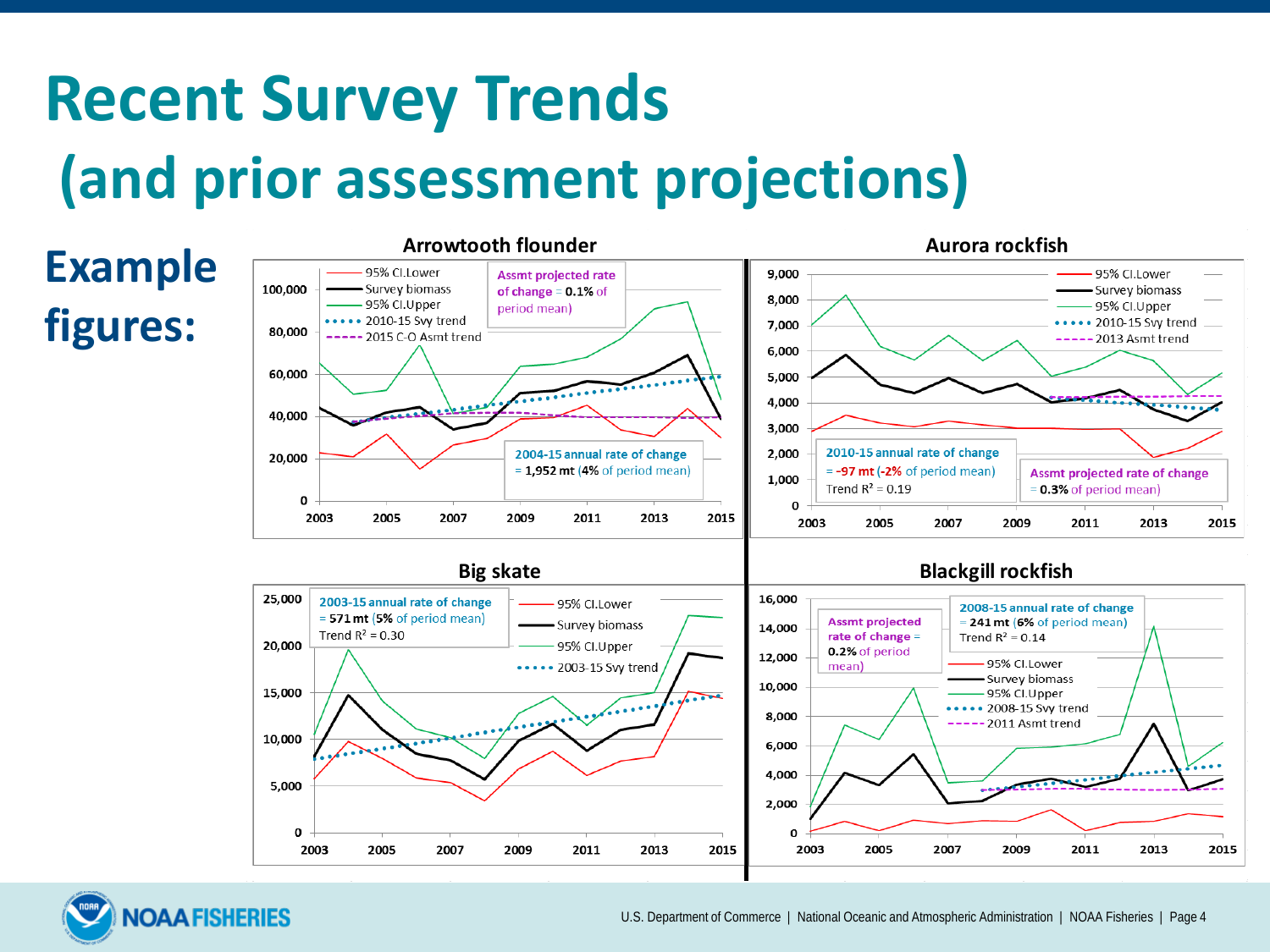# Recent Survey Trends (and prior assessment projections)

## Example figures:

### Arrowtooth flounder

- 95% CI.Lower
- Survey biomass
- 95% CI.Upper
- 2010-15 Svy trend
- 2015 C-O Asmt trend

Assmt projected rate of change = **0.1%** of period mean)

2004-15 annual rate of change = **1,952 mt** (**4%** of period mean)

### Aurora rockfish

- 95% CI.Lower
- Survey biomass
- 95% CI.Upper
- 2010-15 Svy trend
- 2013 Asmt trend

2010-15 annual rate of change = **-97 mt** (**-2%** of period mean) Trend $R^2$ = 0.19

Assmt projected rate of change = **0.3%** of period mean)

### Big skate

2003-15 annual rate of change = **571 mt** (**5%** of period mean) Trend $R^2$ = 0.30

- 95% CI.Lower
- Survey biomass
- 95% CI.Upper
- 2003-15 Svy trend

### Blackgill rockfish

Assmt projected rate of change = **0.2%** of period mean)

2008-15 annual rate of change = **241 mt** (**6%** of period mean) Trend $R^2$ = 0.14

- 95% CI.Lower
- Survey biomass
- 95% CI.Upper
- 2008-15 Svy trend
- 2011 Asmt trend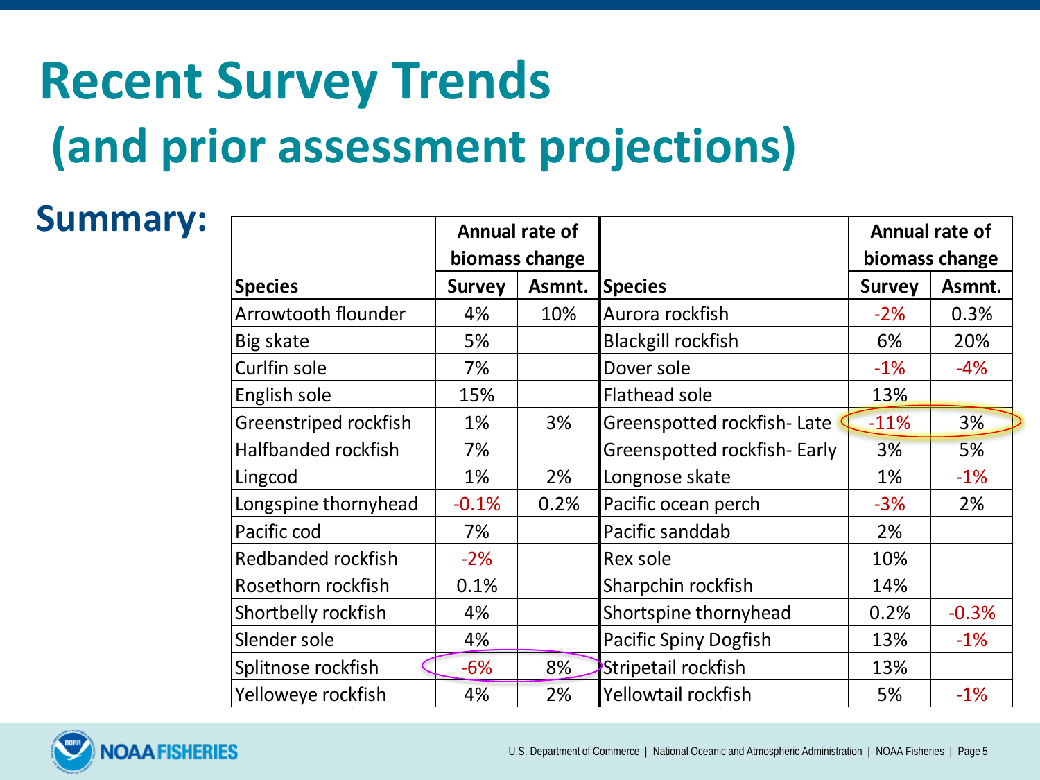# Recent Survey Trends (and prior assessment projections)

## Summary:

| Species | Annual rate of biomass change | | Species | Annual rate of biomass change | |
|---|---|---|---|---|---|
| | Survey | Asmnt. | | Survey | Asmnt. |
| Arrowtooth flounder | 4% | 10% | Aurora rockfish | -2% | 0.3% |
| Big skate | 5% | | Blackgill rockfish | 6% | 20% |
| Curlfin sole | 7% | | Dover sole | -1% | -4% |
| English sole | 15% | | Flathead sole | 13% | |
| Greenstriped rockfish | 1% | 3% | Greenspotted rockfish- Late | -11% | 3% |
| Halfbanded rockfish | 7% | | Greenspotted rockfish- Early | 3% | 5% |
| Lingcod | 1% | 2% | Longnose skate | 1% | -1% |
| Longspine thornyhead | -0.1% | 0.2% | Pacific ocean perch | -3% | 2% |
| Pacific cod | 7% | | Pacific sanddab | 2% | |
| Redbanded rockfish | -2% | | Rex sole | 10% | |
| Rosethorn rockfish | 0.1% | | Sharpchin rockfish | 14% | |
| Shortbelly rockfish | 4% | | Shortspine thornyhead | 0.2% | -0.3% |
| Slender sole | 4% | | Pacific Spiny Dogfish | 13% | -1% |
| Splitnose rockfish | -6% | 8% | Stripetail rockfish | 13% | |
| Yelloweye rockfish | 4% | 2% | Yellowtail rockfish | 5% | -1% |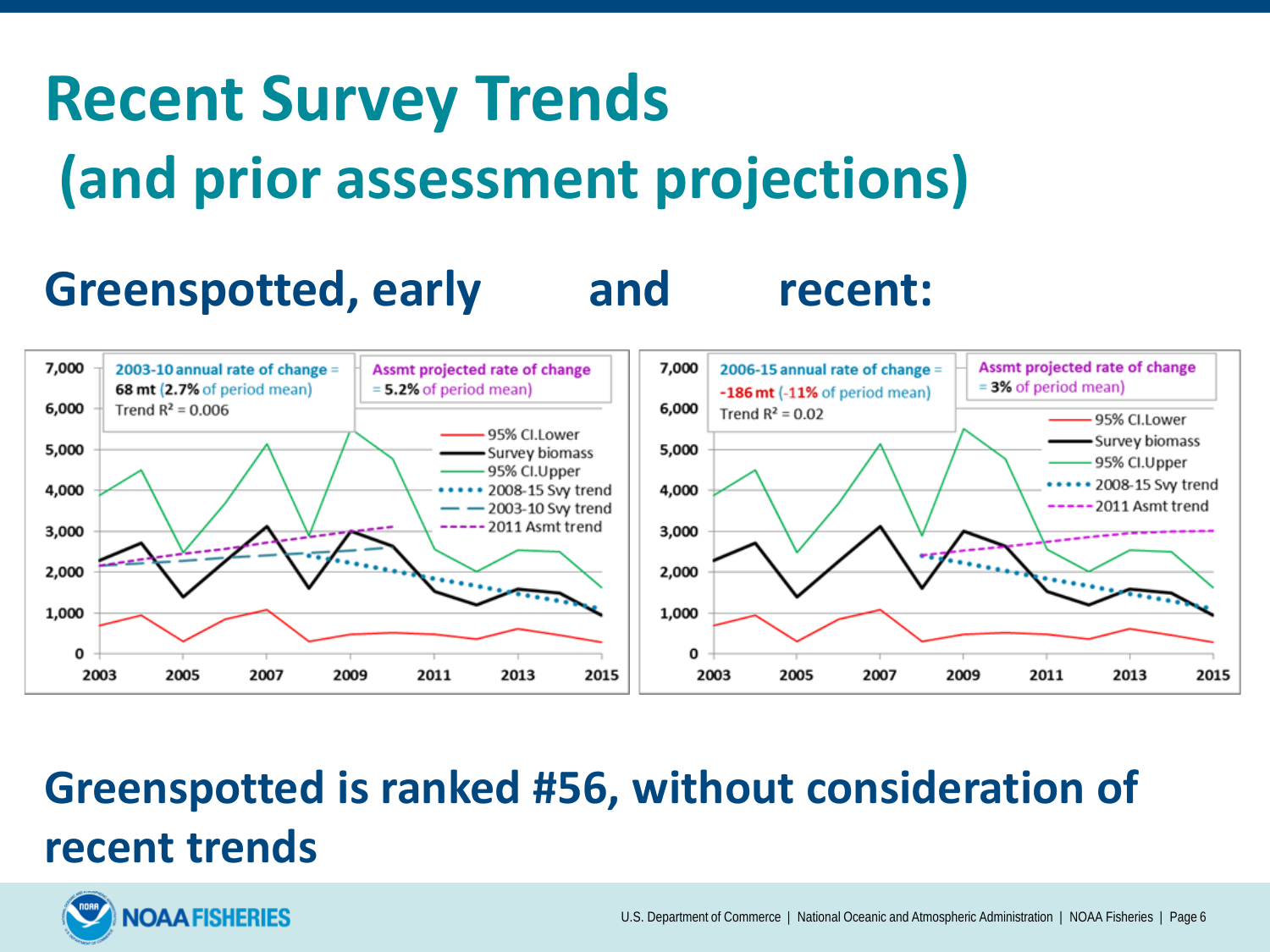# Recent Survey Trends
# (and prior assessment projections)

## Greenspotted, early and recent:

2003-10 annual rate of change = **68 mt (2.7%** of period mean)
Trend $R^2$ = 0.006

Assmt projected rate of change = **5.2%** of period mean)

2006-15 annual rate of change = **-186 mt** (**-11%** of period mean)
Trend $R^2$ = 0.02

Assmt projected rate of change = **3%** of period mean)

## Greenspotted is ranked #56, without consideration of recent trends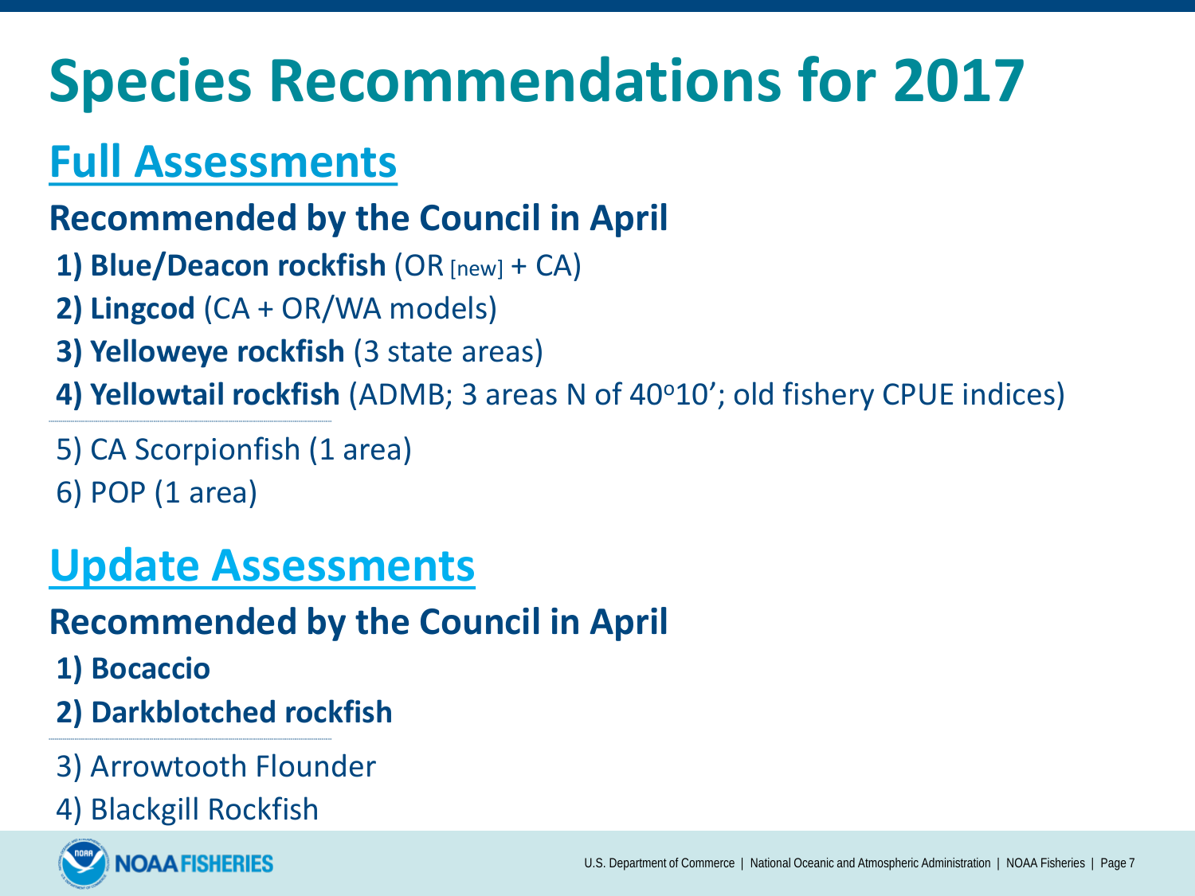# Species Recommendations for 2017

## Full Assessments

### Recommended by the Council in April

1) **Blue/Deacon rockfish** (OR [new] + CA)
2) **Lingcod** (CA + OR/WA models)
3) **Yelloweye rockfish** (3 state areas)
4) **Yellowtail rockfish** (ADMB; 3 areas N of 40°10’; old fishery CPUE indices)

---

5) CA Scorpionfish (1 area)
6) POP (1 area)

## Update Assessments

### Recommended by the Council in April

1) **Bocaccio**
2) **Darkblotched rockfish**

---

3) Arrowtooth Flounder
4) Blackgill Rockfish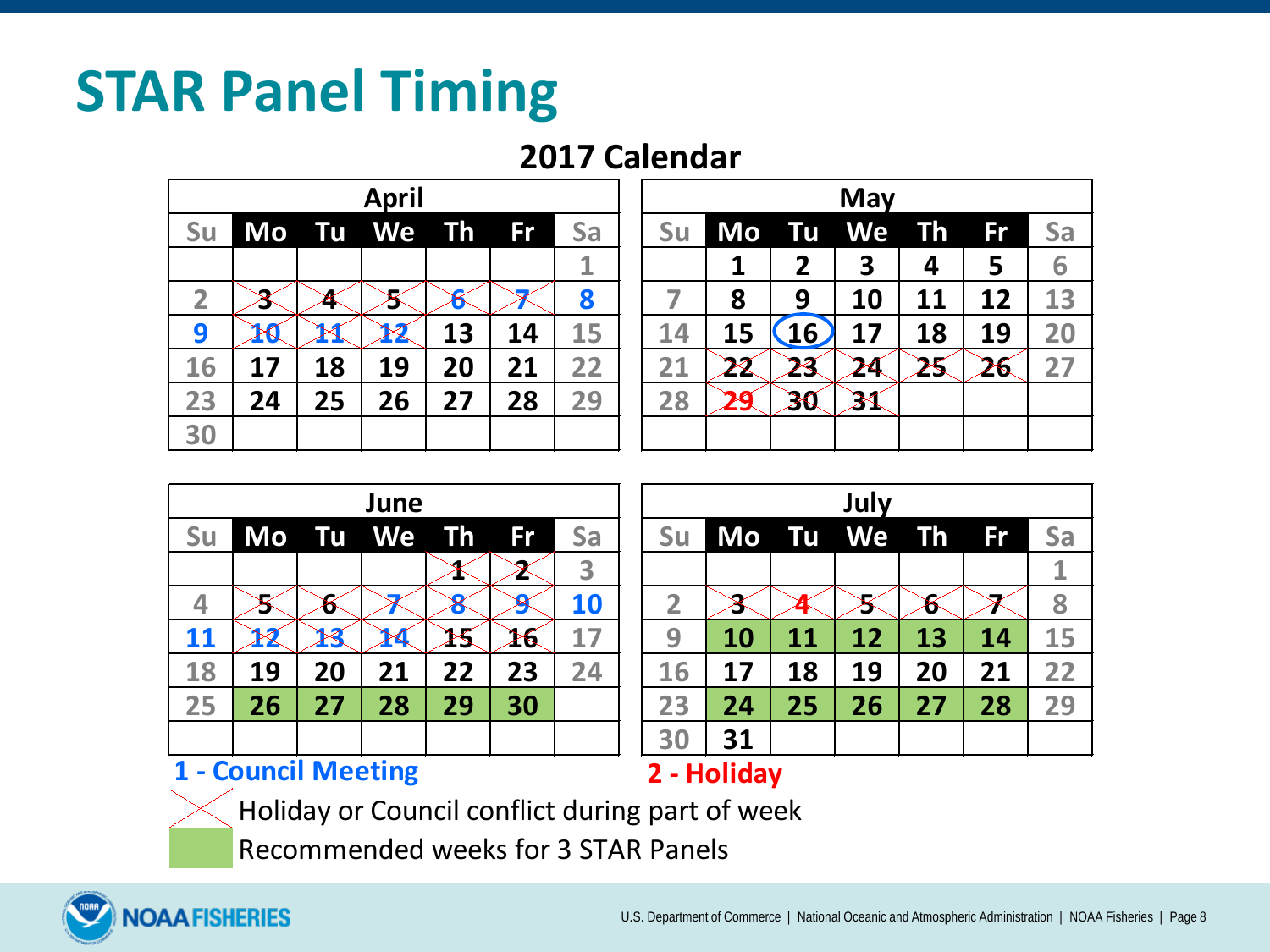# STAR Panel Timing

## 2017 Calendar

**April**

| Su | Mo | Tu | We | Th | Fr | Sa |
|---|---|---|---|---|---|---|
| | | | | | | 1 |
| 2 | 3 | 4 | 5 | 6 | 7 | 8 |
| 9 | 10 | 11 | 12 | 13 | 14 | 15 |
| 16 | 17 | 18 | 19 | 20 | 21 | 22 |
| 23 | 24 | 25 | 26 | 27 | 28 | 29 |
| 30 | | | | | | |

**May**

| Su | Mo | Tu | We | Th | Fr | Sa |
|---|---|---|---|---|---|---|
| | 1 | 2 | 3 | 4 | 5 | 6 |
| 7 | 8 | 9 | 10 | 11 | 12 | 13 |
| 14 | 15 | 16 | 17 | 18 | 19 | 20 |
| 21 | 22 | 23 | 24 | 25 | 26 | 27 |
| 28 | 29 | 30 | 31 | | | |

**June**

| Su | Mo | Tu | We | Th | Fr | Sa |
|---|---|---|---|---|---|---|
| | | | | 1 | 2 | 3 |
| 4 | 5 | 6 | 7 | 8 | 9 | 10 |
| 11 | 12 | 13 | 14 | 15 | 16 | 17 |
| 18 | 19 | 20 | 21 | 22 | 23 | 24 |
| 25 | 26 | 27 | 28 | 29 | 30 | |

**July**

| Su | Mo | Tu | We | Th | Fr | Sa |
|---|---|---|---|---|---|---|
| | | | | | | 1 |
| 2 | 3 | 4 | 5 | 6 | 7 | 8 |
| 9 | 10 | 11 | 12 | 13 | 14 | 15 |
| 16 | 17 | 18 | 19 | 20 | 21 | 22 |
| 23 | 24 | 25 | 26 | 27 | 28 | 29 |
| 30 | 31 | | | | | |

1 - Council Meeting

2 - Holiday

Holiday or Council conflict during part of week

Recommended weeks for 3 STAR Panels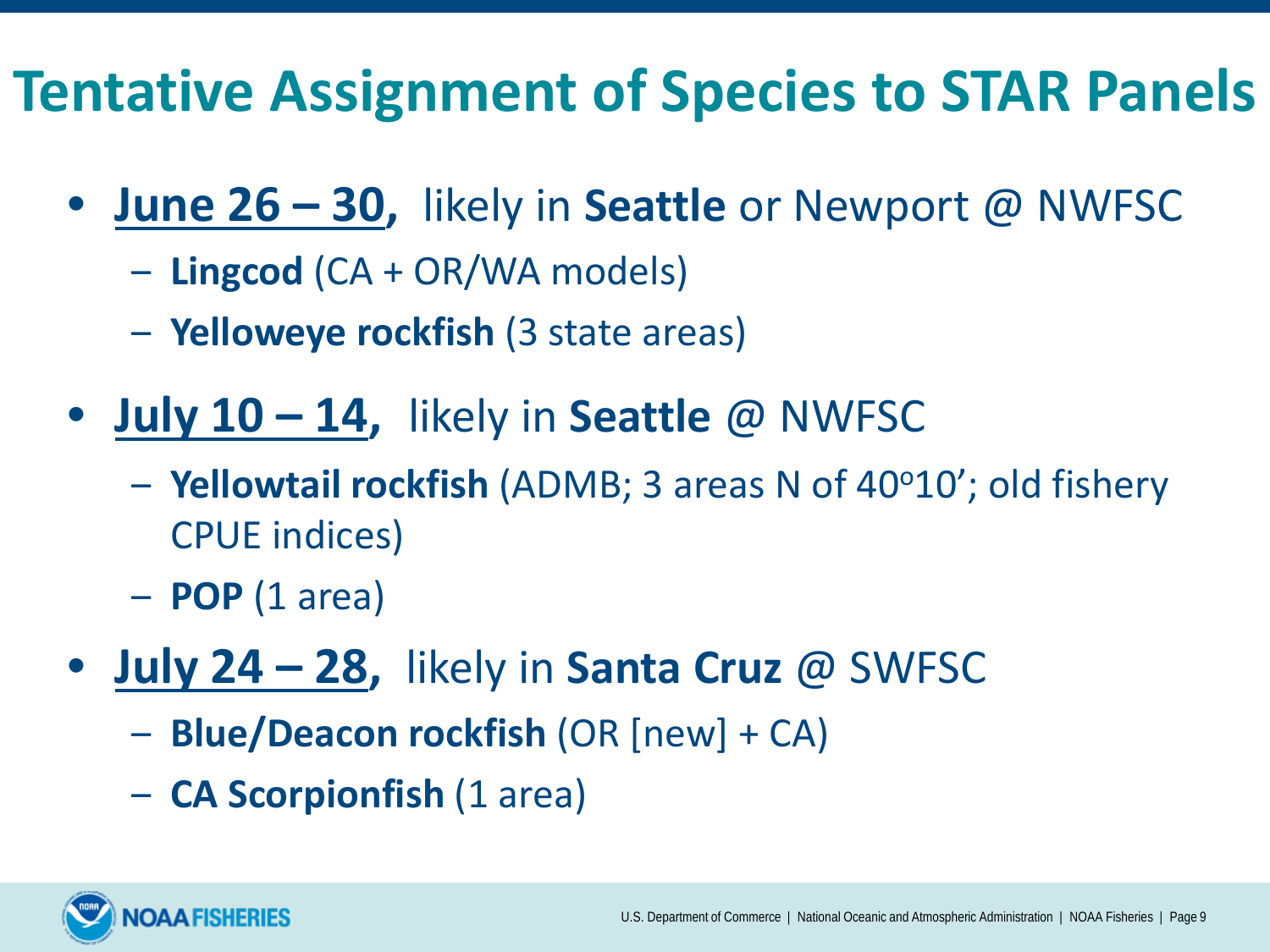# Tentative Assignment of Species to STAR Panels

- **June 26 – 30,** likely in **Seattle** or Newport @ NWFSC
  - **Lingcod** (CA + OR/WA models)
  - **Yelloweye rockfish** (3 state areas)
- **July 10 – 14,** likely in **Seattle** @ NWFSC
  - **Yellowtail rockfish** (ADMB; 3 areas N of 40°10'; old fishery CPUE indices)
  - **POP** (1 area)
- **July 24 – 28,** likely in **Santa Cruz** @ SWFSC
  - **Blue/Deacon rockfish** (OR [new] + CA)
  - **CA Scorpionfish** (1 area)